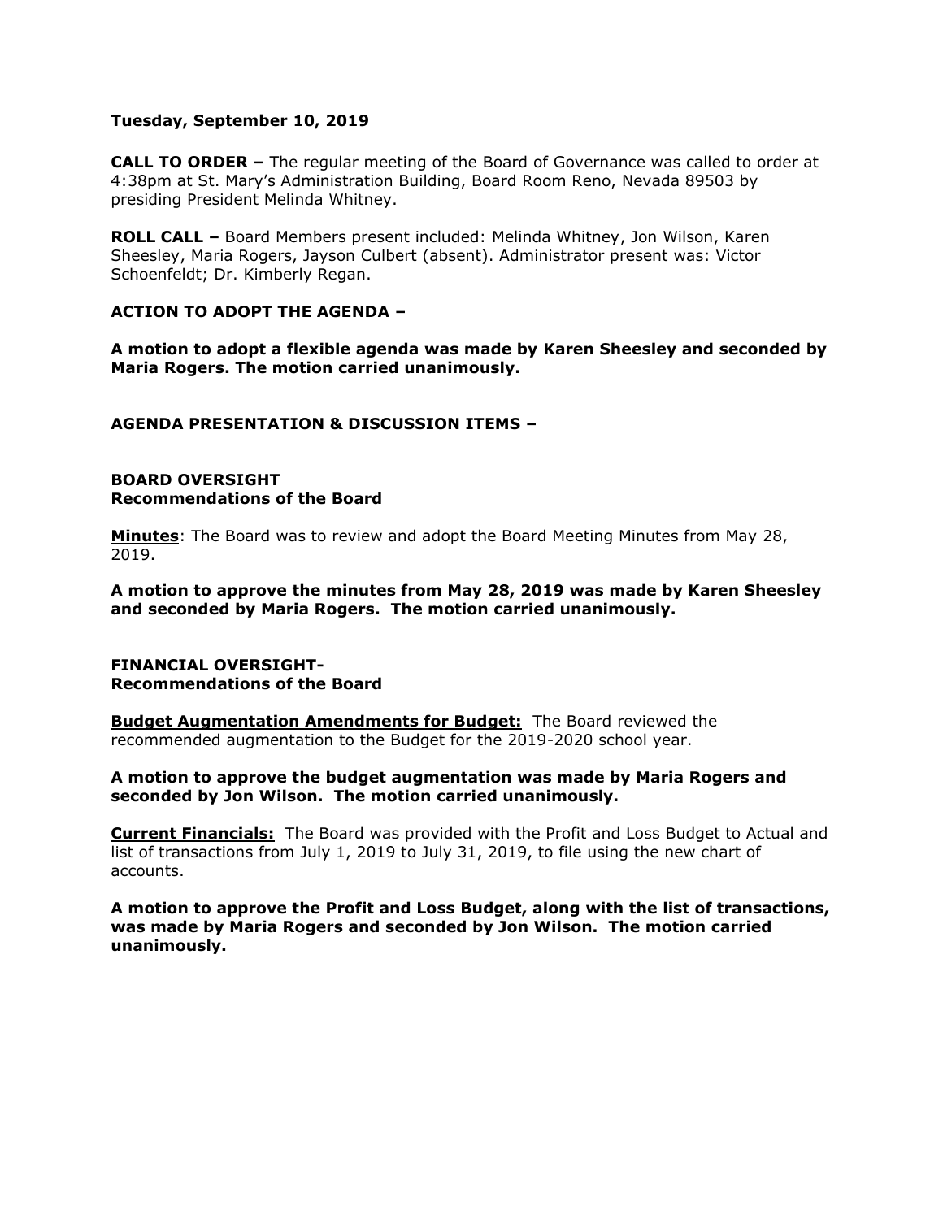**Tuesday, September 10, 2019**

**CALL TO ORDER –** The regular meeting of the Board of Governance was called to order at 4:38pm at St. Mary's Administration Building, Board Room Reno, Nevada 89503 by presiding President Melinda Whitney.

**ROLL CALL –** Board Members present included: Melinda Whitney, Jon Wilson, Karen Sheesley, Maria Rogers, Jayson Culbert (absent). Administrator present was: Victor Schoenfeldt; Dr. Kimberly Regan.

**ACTION TO ADOPT THE AGENDA –**

**A motion to adopt a flexible agenda was made by Karen Sheesley and seconded by Maria Rogers. The motion carried unanimously.**

**AGENDA PRESENTATION & DISCUSSION ITEMS –**

**BOARD OVERSIGHT**
**Recommendations of the Board**

**Minutes**: The Board was to review and adopt the Board Meeting Minutes from May 28, 2019.

**A motion to approve the minutes from May 28, 2019 was made by Karen Sheesley and seconded by Maria Rogers. The motion carried unanimously.**

**FINANCIAL OVERSIGHT-**
**Recommendations of the Board**

**Budget Augmentation Amendments for Budget:** The Board reviewed the recommended augmentation to the Budget for the 2019-2020 school year.

**A motion to approve the budget augmentation was made by Maria Rogers and seconded by Jon Wilson. The motion carried unanimously.**

**Current Financials:** The Board was provided with the Profit and Loss Budget to Actual and list of transactions from July 1, 2019 to July 31, 2019, to file using the new chart of accounts.

**A motion to approve the Profit and Loss Budget, along with the list of transactions, was made by Maria Rogers and seconded by Jon Wilson. The motion carried unanimously.**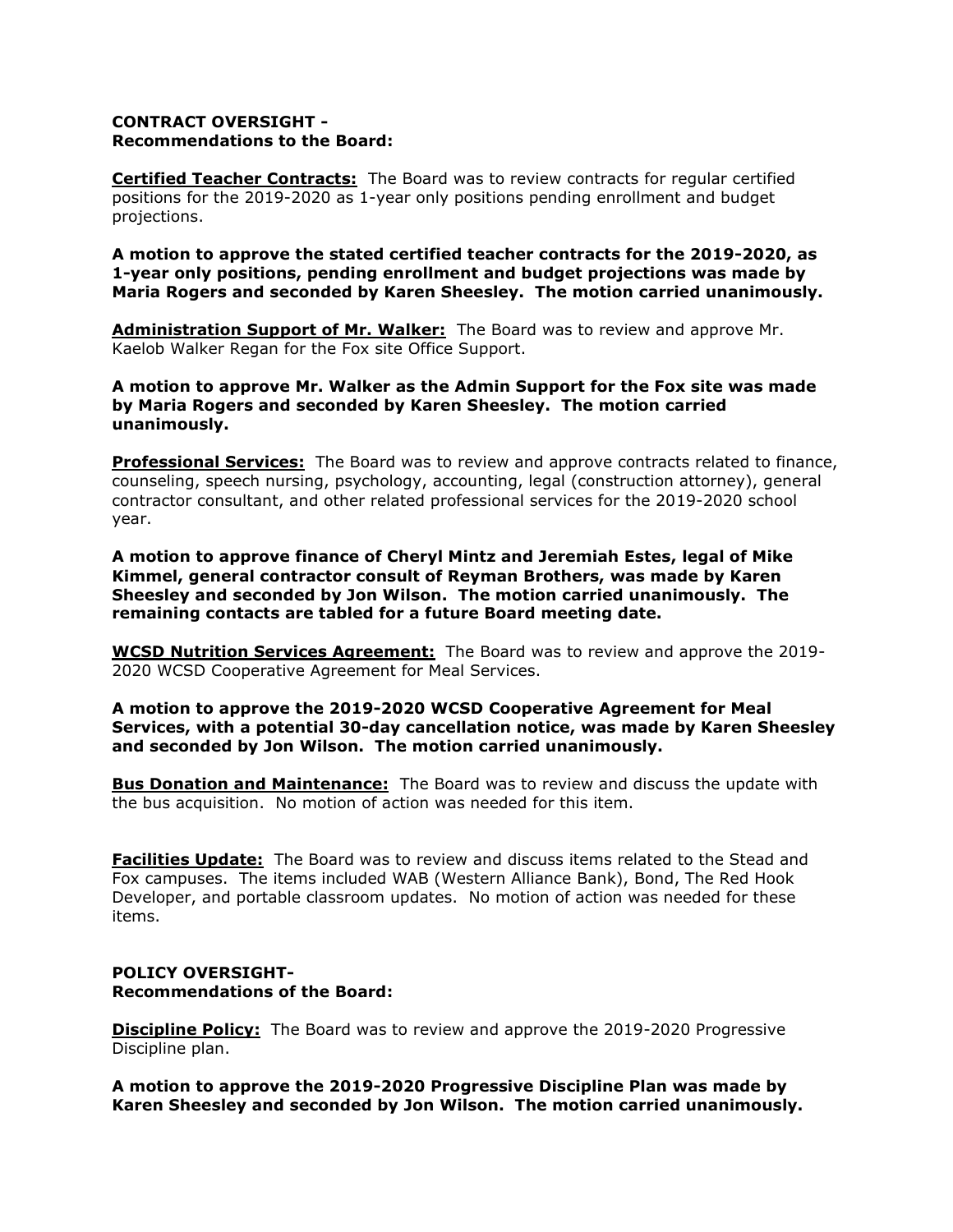**CONTRACT OVERSIGHT -**
**Recommendations to the Board:**

**Certified Teacher Contracts:** The Board was to review contracts for regular certified positions for the 2019-2020 as 1-year only positions pending enrollment and budget projections.

**A motion to approve the stated certified teacher contracts for the 2019-2020, as 1-year only positions, pending enrollment and budget projections was made by Maria Rogers and seconded by Karen Sheesley. The motion carried unanimously.**

**Administration Support of Mr. Walker:** The Board was to review and approve Mr. Kaelob Walker Regan for the Fox site Office Support.

**A motion to approve Mr. Walker as the Admin Support for the Fox site was made by Maria Rogers and seconded by Karen Sheesley. The motion carried unanimously.**

**Professional Services:** The Board was to review and approve contracts related to finance, counseling, speech nursing, psychology, accounting, legal (construction attorney), general contractor consultant, and other related professional services for the 2019-2020 school year.

**A motion to approve finance of Cheryl Mintz and Jeremiah Estes, legal of Mike Kimmel, general contractor consult of Reyman Brothers, was made by Karen Sheesley and seconded by Jon Wilson. The motion carried unanimously. The remaining contacts are tabled for a future Board meeting date.**

**WCSD Nutrition Services Agreement:** The Board was to review and approve the 2019-2020 WCSD Cooperative Agreement for Meal Services.

**A motion to approve the 2019-2020 WCSD Cooperative Agreement for Meal Services, with a potential 30-day cancellation notice, was made by Karen Sheesley and seconded by Jon Wilson. The motion carried unanimously.**

**Bus Donation and Maintenance:** The Board was to review and discuss the update with the bus acquisition. No motion of action was needed for this item.

**Facilities Update:** The Board was to review and discuss items related to the Stead and Fox campuses. The items included WAB (Western Alliance Bank), Bond, The Red Hook Developer, and portable classroom updates. No motion of action was needed for these items.

**POLICY OVERSIGHT-**
**Recommendations of the Board:**

**Discipline Policy:** The Board was to review and approve the 2019-2020 Progressive Discipline plan.

**A motion to approve the 2019-2020 Progressive Discipline Plan was made by Karen Sheesley and seconded by Jon Wilson. The motion carried unanimously.**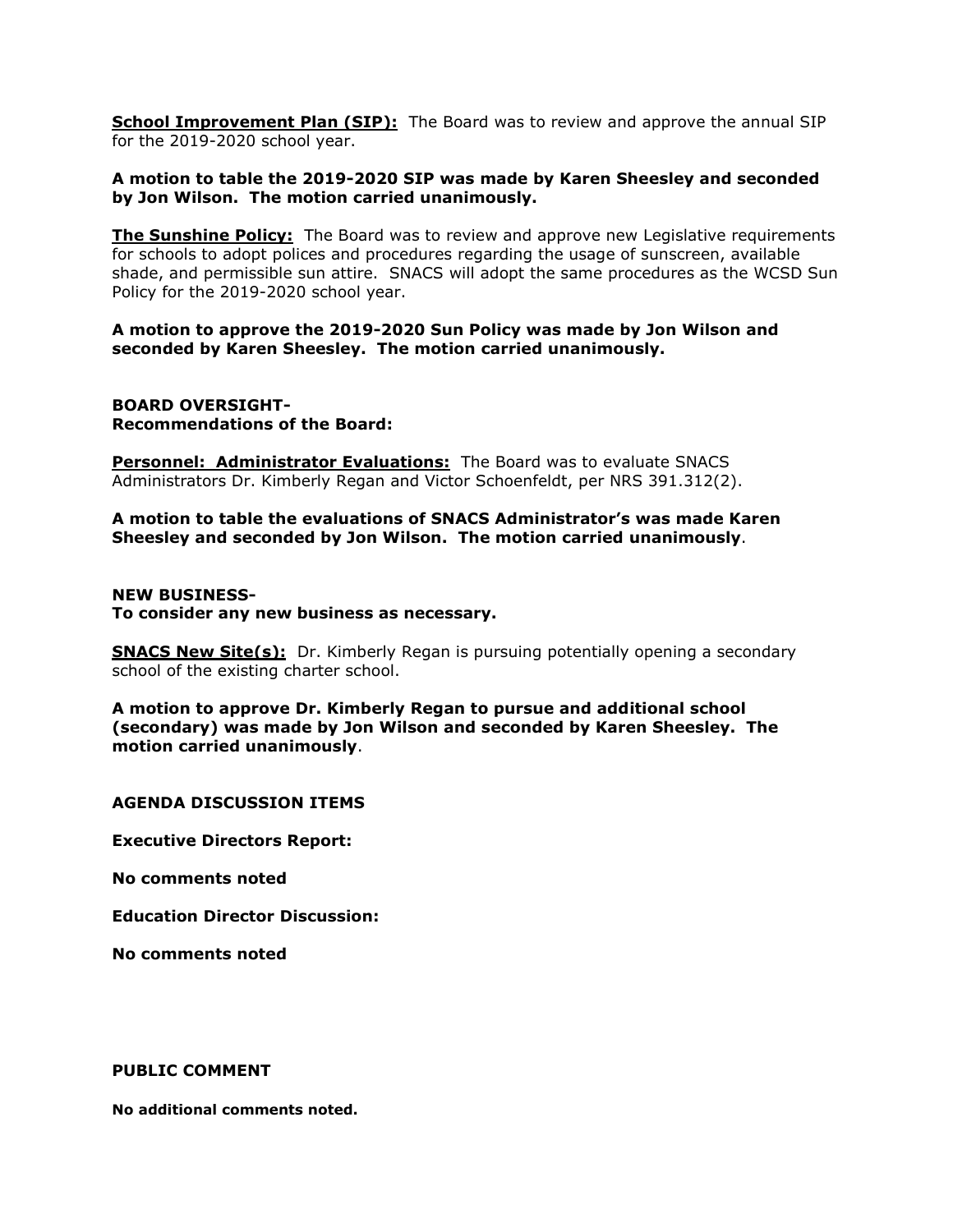**<u>School Improvement Plan (SIP):</u>** The Board was to review and approve the annual SIP for the 2019-2020 school year.

**A motion to table the 2019-2020 SIP was made by Karen Sheesley and seconded by Jon Wilson. The motion carried unanimously.**

**<u>The Sunshine Policy:</u>** The Board was to review and approve new Legislative requirements for schools to adopt polices and procedures regarding the usage of sunscreen, available shade, and permissible sun attire. SNACS will adopt the same procedures as the WCSD Sun Policy for the 2019-2020 school year.

**A motion to approve the 2019-2020 Sun Policy was made by Jon Wilson and seconded by Karen Sheesley. The motion carried unanimously.**

**BOARD OVERSIGHT-**
**Recommendations of the Board:**

**<u>Personnel: Administrator Evaluations:</u>** The Board was to evaluate SNACS Administrators Dr. Kimberly Regan and Victor Schoenfeldt, per NRS 391.312(2).

**A motion to table the evaluations of SNACS Administrator's was made Karen Sheesley and seconded by Jon Wilson. The motion carried unanimously**.

**NEW BUSINESS-**
**To consider any new business as necessary.**

**<u>SNACS New Site(s):</u>** Dr. Kimberly Regan is pursuing potentially opening a secondary school of the existing charter school.

**A motion to approve Dr. Kimberly Regan to pursue and additional school (secondary) was made by Jon Wilson and seconded by Karen Sheesley. The motion carried unanimously**.

**AGENDA DISCUSSION ITEMS**

**Executive Directors Report:**

**No comments noted**

**Education Director Discussion:**

**No comments noted**

**PUBLIC COMMENT**

**No additional comments noted.**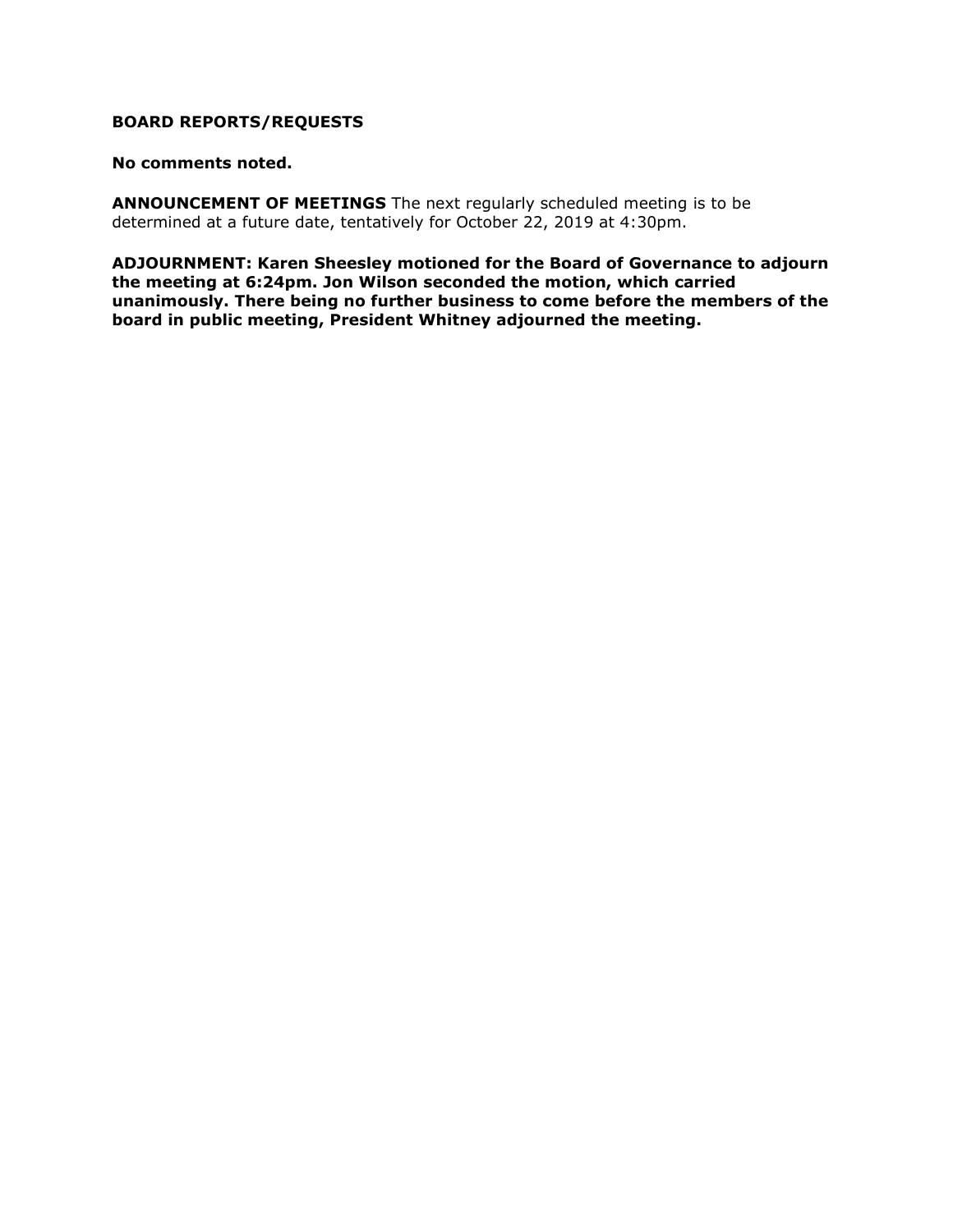**BOARD REPORTS/REQUESTS**

**No comments noted.**

**ANNOUNCEMENT OF MEETINGS** The next regularly scheduled meeting is to be determined at a future date, tentatively for October 22, 2019 at 4:30pm.

**ADJOURNMENT: Karen Sheesley motioned for the Board of Governance to adjourn the meeting at 6:24pm. Jon Wilson seconded the motion, which carried unanimously. There being no further business to come before the members of the board in public meeting, President Whitney adjourned the meeting.**